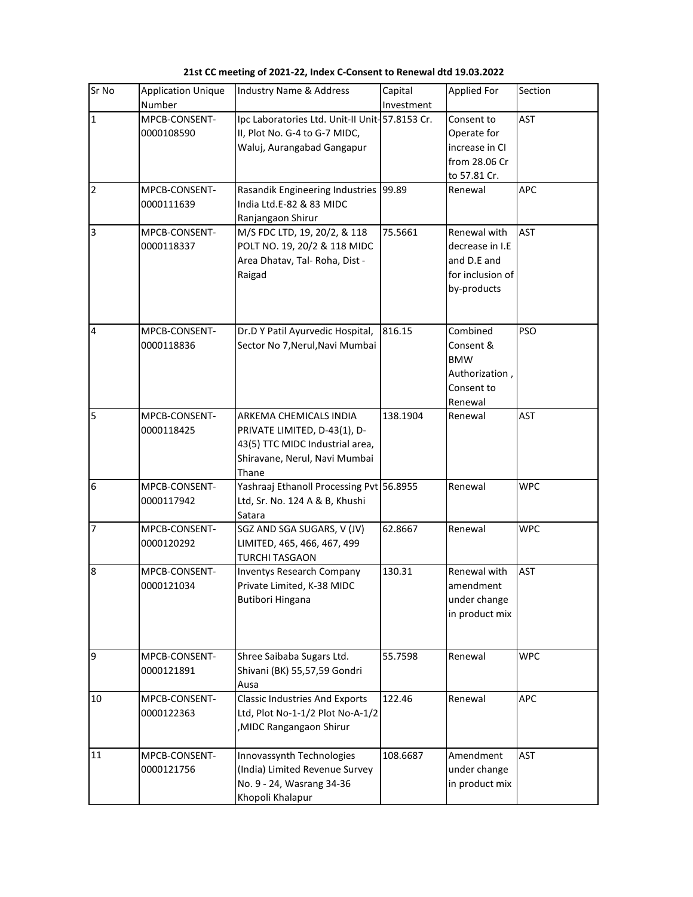**21st CC meeting of 2021-22, Index C-Consent to Renewal dtd 19.03.2022**

| Sr No | Application Unique Number | Industry Name & Address | Capital Investment | Applied For | Section |
|---|---|---|---|---|---|
| 1 | MPCB-CONSENT-0000108590 | Ipc Laboratories Ltd. Unit-II Unit-II, Plot No. G-4 to G-7 MIDC, Waluj, Aurangabad Gangapur | 57.8153 Cr. | Consent to Operate for increase in CI from 28.06 Cr to 57.81 Cr. | AST |
| 2 | MPCB-CONSENT-0000111639 | Rasandik Engineering Industries India Ltd.E-82 & 83 MIDC Ranjangaon Shirur | 99.89 | Renewal | APC |
| 3 | MPCB-CONSENT-0000118337 | M/S FDC LTD, 19, 20/2, & 118 POLT NO. 19, 20/2 & 118 MIDC Area Dhatav, Tal- Roha, Dist - Raigad | 75.5661 | Renewal with decrease in I.E and D.E and for inclusion of by-products | AST |
| 4 | MPCB-CONSENT-0000118836 | Dr.D Y Patil Ayurvedic Hospital, Sector No 7,Nerul,Navi Mumbai | 816.15 | Combined Consent & BMW Authorization , Consent to Renewal | PSO |
| 5 | MPCB-CONSENT-0000118425 | ARKEMA CHEMICALS INDIA PRIVATE LIMITED, D-43(1), D-43(5) TTC MIDC Industrial area, Shiravane, Nerul, Navi Mumbai Thane | 138.1904 | Renewal | AST |
| 6 | MPCB-CONSENT-0000117942 | Yashraaj Ethanoll Processing Pvt Ltd, Sr. No. 124 A & B, Khushi Satara | 56.8955 | Renewal | WPC |
| 7 | MPCB-CONSENT-0000120292 | SGZ AND SGA SUGARS, V (JV) LIMITED, 465, 466, 467, 499 TURCHI TASGAON | 62.8667 | Renewal | WPC |
| 8 | MPCB-CONSENT-0000121034 | Inventys Research Company Private Limited, K-38 MIDC Butibori Hingana | 130.31 | Renewal with amendment under change in product mix | AST |
| 9 | MPCB-CONSENT-0000121891 | Shree Saibaba Sugars Ltd. Shivani (BK) 55,57,59 Gondri Ausa | 55.7598 | Renewal | WPC |
| 10 | MPCB-CONSENT-0000122363 | Classic Industries And Exports Ltd, Plot No-1-1/2 Plot No-A-1/2 ,MIDC Rangangaon Shirur | 122.46 | Renewal | APC |
| 11 | MPCB-CONSENT-0000121756 | Innovassynth Technologies (India) Limited Revenue Survey No. 9 - 24, Wasrang 34-36 Khopoli Khalapur | 108.6687 | Amendment under change in product mix | AST |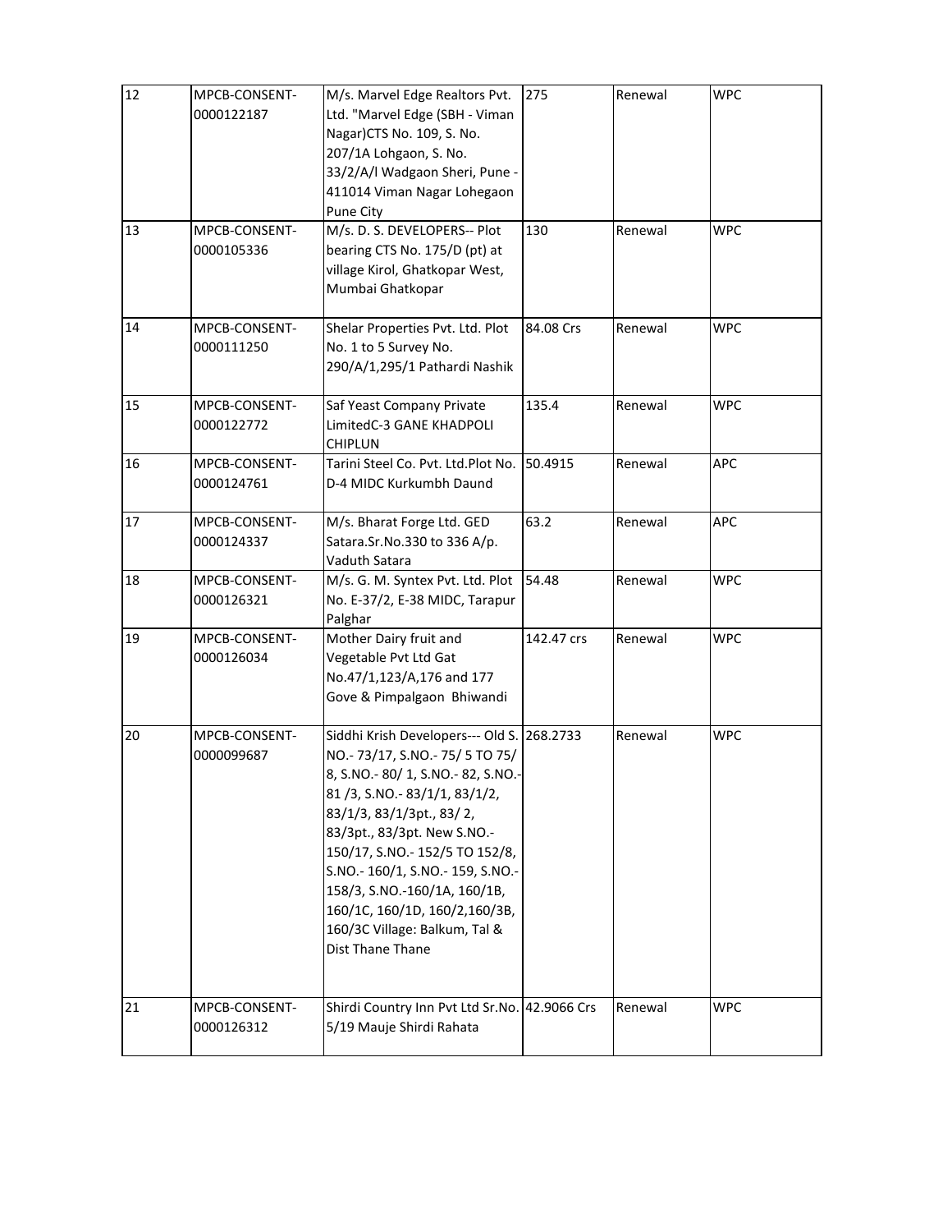| | | | | | |
|---|---|---|---|---|---|
| 12 | MPCB-CONSENT-0000122187 | M/s. Marvel Edge Realtors Pvt. Ltd. "Marvel Edge (SBH - Viman Nagar)CTS No. 109, S. No. 207/1A Lohgaon, S. No. 33/2/A/l Wadgaon Sheri, Pune - 411014 Viman Nagar Lohegaon Pune City | 275 | Renewal | WPC |
| 13 | MPCB-CONSENT-0000105336 | M/s. D. S. DEVELOPERS-- Plot bearing CTS No. 175/D (pt) at village Kirol, Ghatkopar West, Mumbai Ghatkopar | 130 | Renewal | WPC |
| 14 | MPCB-CONSENT-0000111250 | Shelar Properties Pvt. Ltd. Plot No. 1 to 5 Survey No. 290/A/1,295/1 Pathardi Nashik | 84.08 Crs | Renewal | WPC |
| 15 | MPCB-CONSENT-0000122772 | Saf Yeast Company Private LimitedC-3 GANE KHADPOLI CHIPLUN | 135.4 | Renewal | WPC |
| 16 | MPCB-CONSENT-0000124761 | Tarini Steel Co. Pvt. Ltd.Plot No. D-4 MIDC Kurkumbh Daund | 50.4915 | Renewal | APC |
| 17 | MPCB-CONSENT-0000124337 | M/s. Bharat Forge Ltd. GED Satara.Sr.No.330 to 336 A/p. Vaduth Satara | 63.2 | Renewal | APC |
| 18 | MPCB-CONSENT-0000126321 | M/s. G. M. Syntex Pvt. Ltd. Plot No. E-37/2, E-38 MIDC, Tarapur Palghar | 54.48 | Renewal | WPC |
| 19 | MPCB-CONSENT-0000126034 | Mother Dairy fruit and Vegetable Pvt Ltd Gat No.47/1,123/A,176 and 177 Gove & Pimpalgaon Bhiwandi | 142.47 crs | Renewal | WPC |
| 20 | MPCB-CONSENT-0000099687 | Siddhi Krish Developers--- Old S. NO.- 73/17, S.NO.- 75/ 5 TO 75/ 8, S.NO.- 80/ 1, S.NO.- 82, S.NO.- 81 /3, S.NO.- 83/1/1, 83/1/2, 83/1/3, 83/1/3pt., 83/ 2, 83/3pt., 83/3pt. New S.NO.- 150/17, S.NO.- 152/5 TO 152/8, S.NO.- 160/1, S.NO.- 159, S.NO.- 158/3, S.NO.-160/1A, 160/1B, 160/1C, 160/1D, 160/2,160/3B, 160/3C Village: Balkum, Tal & Dist Thane Thane | 268.2733 | Renewal | WPC |
| 21 | MPCB-CONSENT-0000126312 | Shirdi Country Inn Pvt Ltd Sr.No. 5/19 Mauje Shirdi Rahata | 42.9066 Crs | Renewal | WPC |